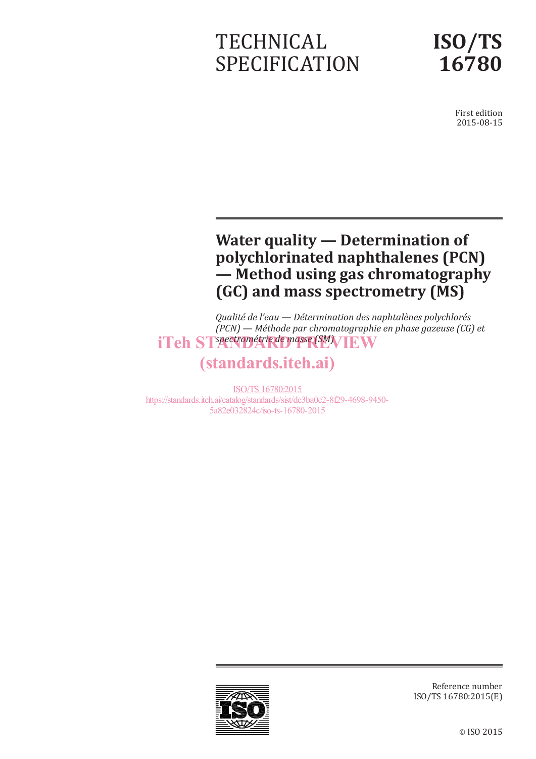TECHNICAL SPECIFICATION

**ISO/TS 16780**

First edition
2015-08-15

# Water quality — Determination of polychlorinated naphthalenes (PCN) — Method using gas chromatography (GC) and mass spectrometry (MS)

*Qualité de l'eau — Détermination des naphtalènes polychlorés (PCN) — Méthode par chromatographie en phase gazeuse (CG) et spectrométrie de masse (SM)*

iTeh STANDARD PREVIEW
(standards.iteh.ai)

ISO/TS 16780:2015
https://standards.iteh.ai/catalog/standards/sist/dc3ba0e2-8f29-4698-9450-5a82e032824c/iso-ts-16780-2015

Reference number
ISO/TS 16780:2015(E)

© ISO 2015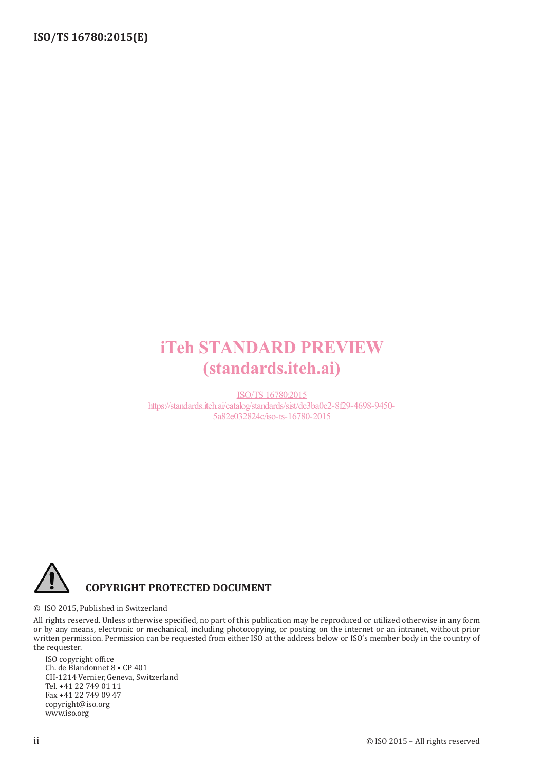iTeh STANDARD PREVIEW
(standards.iteh.ai)

ISO/TS 16780:2015
https://standards.iteh.ai/catalog/standards/sist/dc3ba0e2-8f29-4698-9450-5a82e032824c/iso-ts-16780-2015

**COPYRIGHT PROTECTED DOCUMENT**

© ISO 2015, Published in Switzerland

All rights reserved. Unless otherwise specified, no part of this publication may be reproduced or utilized otherwise in any form or by any means, electronic or mechanical, including photocopying, or posting on the internet or an intranet, without prior written permission. Permission can be requested from either ISO at the address below or ISO's member body in the country of the requester.

ISO copyright office
Ch. de Blandonnet 8 • CP 401
CH-1214 Vernier, Geneva, Switzerland
Tel. +41 22 749 01 11
Fax +41 22 749 09 47
copyright@iso.org
www.iso.org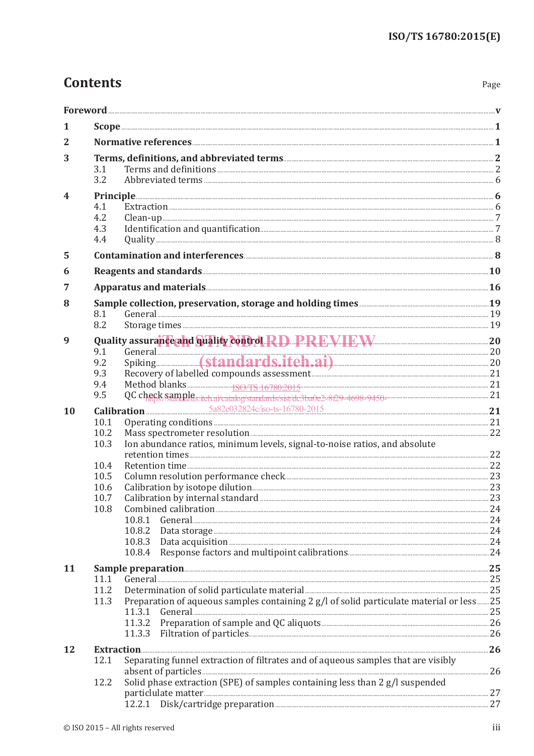# Contents

Page

Foreword ..... v

1 Scope ..... 1

2 Normative references ..... 1

3 Terms, definitions, and abbreviated terms ..... 2
- 3.1 Terms and definitions ..... 2
- 3.2 Abbreviated terms ..... 6

4 Principle ..... 6
- 4.1 Extraction ..... 6
- 4.2 Clean-up ..... 7
- 4.3 Identification and quantification ..... 7
- 4.4 Quality ..... 8

5 Contamination and interferences ..... 8

6 Reagents and standards ..... 10

7 Apparatus and materials ..... 16

8 Sample collection, preservation, storage and holding times ..... 19
- 8.1 General ..... 19
- 8.2 Storage times ..... 19

9 Quality assurance and quality control ..... 20
- 9.1 General ..... 20
- 9.2 Spiking ..... 20
- 9.3 Recovery of labelled compounds assessment ..... 21
- 9.4 Method blanks ..... 21
- 9.5 QC check sample ..... 21

10 Calibration ..... 21
- 10.1 Operating conditions ..... 21
- 10.2 Mass spectrometer resolution ..... 22
- 10.3 Ion abundance ratios, minimum levels, signal-to-noise ratios, and absolute retention times ..... 22
- 10.4 Retention time ..... 22
- 10.5 Column resolution performance check ..... 23
- 10.6 Calibration by isotope dilution ..... 23
- 10.7 Calibration by internal standard ..... 23
- 10.8 Combined calibration ..... 24
  - 10.8.1 General ..... 24
  - 10.8.2 Data storage ..... 24
  - 10.8.3 Data acquisition ..... 24
  - 10.8.4 Response factors and multipoint calibrations ..... 24

11 Sample preparation ..... 25
- 11.1 General ..... 25
- 11.2 Determination of solid particulate material ..... 25
- 11.3 Preparation of aqueous samples containing 2 g/l of solid particulate material or less ..... 25
  - 11.3.1 General ..... 25
  - 11.3.2 Preparation of sample and QC aliquots ..... 26
  - 11.3.3 Filtration of particles ..... 26

12 Extraction ..... 26
- 12.1 Separating funnel extraction of filtrates and of aqueous samples that are visibly absent of particles ..... 26
- 12.2 Solid phase extraction (SPE) of samples containing less than 2 g/l suspended particulate matter ..... 27
  - 12.2.1 Disk/cartridge preparation ..... 27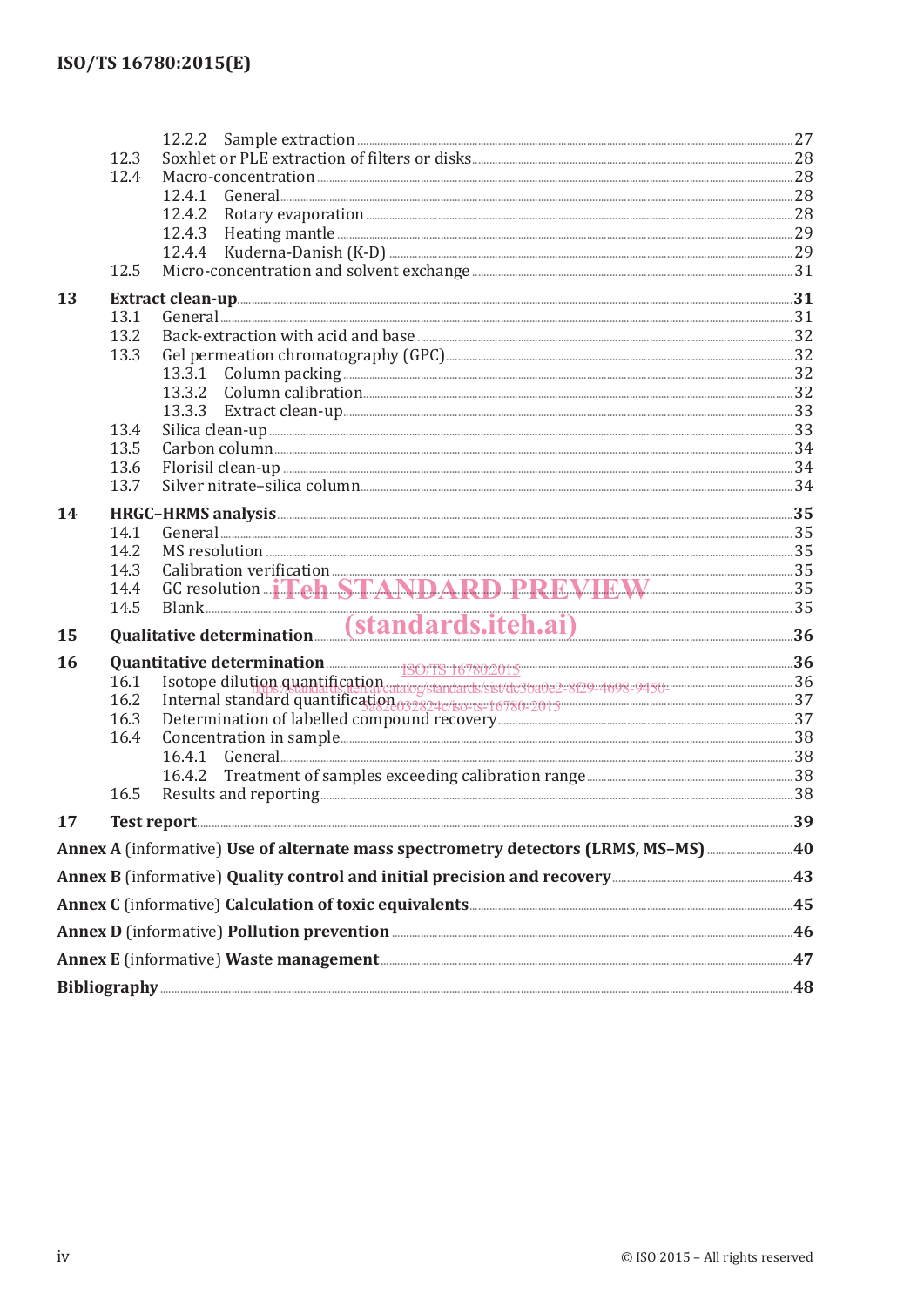12.2.2 Sample extraction ..... 27
12.3 Soxhlet or PLE extraction of filters or disks ..... 28
12.4 Macro-concentration ..... 28
12.4.1 General ..... 28
12.4.2 Rotary evaporation ..... 28
12.4.3 Heating mantle ..... 29
12.4.4 Kuderna-Danish (K-D) ..... 29
12.5 Micro-concentration and solvent exchange ..... 31

**13 Extract clean-up ..... 31**
13.1 General ..... 31
13.2 Back-extraction with acid and base ..... 32
13.3 Gel permeation chromatography (GPC) ..... 32
13.3.1 Column packing ..... 32
13.3.2 Column calibration ..... 32
13.3.3 Extract clean-up ..... 33
13.4 Silica clean-up ..... 33
13.5 Carbon column ..... 34
13.6 Florisil clean-up ..... 34
13.7 Silver nitrate–silica column ..... 34

**14 HRGC–HRMS analysis ..... 35**
14.1 General ..... 35
14.2 MS resolution ..... 35
14.3 Calibration verification ..... 35
14.4 GC resolution ..... 35
14.5 Blank ..... 35

**15 Qualitative determination ..... 36**

**16 Quantitative determination ..... 36**
16.1 Isotope dilution quantification ..... 36
16.2 Internal standard quantification ..... 37
16.3 Determination of labelled compound recovery ..... 37
16.4 Concentration in sample ..... 38
16.4.1 General ..... 38
16.4.2 Treatment of samples exceeding calibration range ..... 38
16.5 Results and reporting ..... 38

**17 Test report ..... 39**

**Annex A** (informative) **Use of alternate mass spectrometry detectors (LRMS, MS–MS) ..... 40**

**Annex B** (informative) **Quality control and initial precision and recovery ..... 43**

**Annex C** (informative) **Calculation of toxic equivalents ..... 45**

**Annex D** (informative) **Pollution prevention ..... 46**

**Annex E** (informative) **Waste management ..... 47**

**Bibliography ..... 48**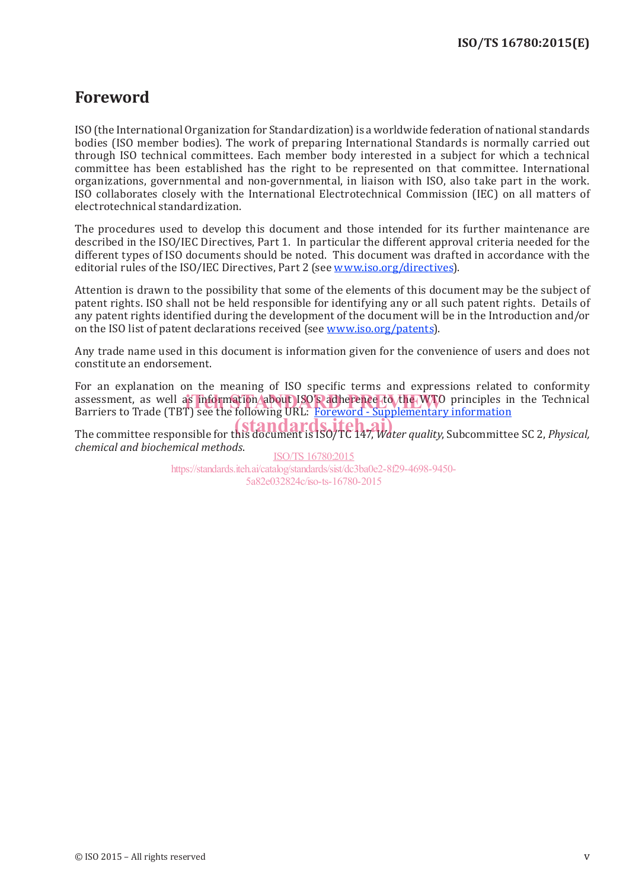# Foreword

ISO (the International Organization for Standardization) is a worldwide federation of national standards bodies (ISO member bodies). The work of preparing International Standards is normally carried out through ISO technical committees. Each member body interested in a subject for which a technical committee has been established has the right to be represented on that committee. International organizations, governmental and non-governmental, in liaison with ISO, also take part in the work. ISO collaborates closely with the International Electrotechnical Commission (IEC) on all matters of electrotechnical standardization.

The procedures used to develop this document and those intended for its further maintenance are described in the ISO/IEC Directives, Part 1. In particular the different approval criteria needed for the different types of ISO documents should be noted. This document was drafted in accordance with the editorial rules of the ISO/IEC Directives, Part 2 (see www.iso.org/directives).

Attention is drawn to the possibility that some of the elements of this document may be the subject of patent rights. ISO shall not be held responsible for identifying any or all such patent rights. Details of any patent rights identified during the development of the document will be in the Introduction and/or on the ISO list of patent declarations received (see www.iso.org/patents).

Any trade name used in this document is information given for the convenience of users and does not constitute an endorsement.

For an explanation on the meaning of ISO specific terms and expressions related to conformity assessment, as well as information about ISO's adherence to the WTO principles in the Technical Barriers to Trade (TBT) see the following URL: Foreword - Supplementary information

The committee responsible for this document is ISO/TC 147, *Water quality*, Subcommittee SC 2, *Physical, chemical and biochemical methods*.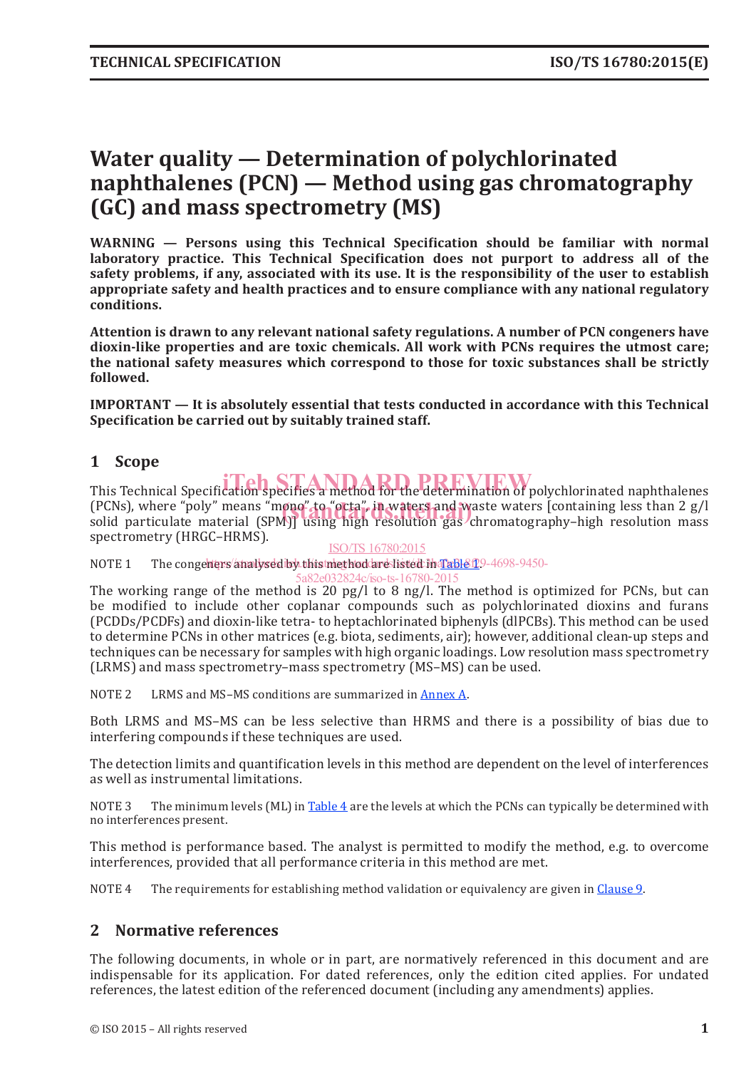# Water quality — Determination of polychlorinated naphthalenes (PCN) — Method using gas chromatography (GC) and mass spectrometry (MS)

**WARNING — Persons using this Technical Specification should be familiar with normal laboratory practice. This Technical Specification does not purport to address all of the safety problems, if any, associated with its use. It is the responsibility of the user to establish appropriate safety and health practices and to ensure compliance with any national regulatory conditions.**

**Attention is drawn to any relevant national safety regulations. A number of PCN congeners have dioxin-like properties and are toxic chemicals. All work with PCNs requires the utmost care; the national safety measures which correspond to those for toxic substances shall be strictly followed.**

**IMPORTANT — It is absolutely essential that tests conducted in accordance with this Technical Specification be carried out by suitably trained staff.**

## 1 Scope

This Technical Specification specifies a method for the determination of polychlorinated naphthalenes (PCNs), where "poly" means "mono" to "octa", in waters and waste waters [containing less than 2 g/l solid particulate material (SPM)] using high resolution gas chromatography–high resolution mass spectrometry (HRGC–HRMS).

NOTE 1 The congeners analysed by this method are listed in Table 1.

The working range of the method is 20 pg/l to 8 ng/l. The method is optimized for PCNs, but can be modified to include other coplanar compounds such as polychlorinated dioxins and furans (PCDDs/PCDFs) and dioxin-like tetra- to heptachlorinated biphenyls (dlPCBs). This method can be used to determine PCNs in other matrices (e.g. biota, sediments, air); however, additional clean-up steps and techniques can be necessary for samples with high organic loadings. Low resolution mass spectrometry (LRMS) and mass spectrometry–mass spectrometry (MS–MS) can be used.

NOTE 2 LRMS and MS–MS conditions are summarized in Annex A.

Both LRMS and MS–MS can be less selective than HRMS and there is a possibility of bias due to interfering compounds if these techniques are used.

The detection limits and quantification levels in this method are dependent on the level of interferences as well as instrumental limitations.

NOTE 3 The minimum levels (ML) in Table 4 are the levels at which the PCNs can typically be determined with no interferences present.

This method is performance based. The analyst is permitted to modify the method, e.g. to overcome interferences, provided that all performance criteria in this method are met.

NOTE 4 The requirements for establishing method validation or equivalency are given in Clause 9.

## 2 Normative references

The following documents, in whole or in part, are normatively referenced in this document and are indispensable for its application. For dated references, only the edition cited applies. For undated references, the latest edition of the referenced document (including any amendments) applies.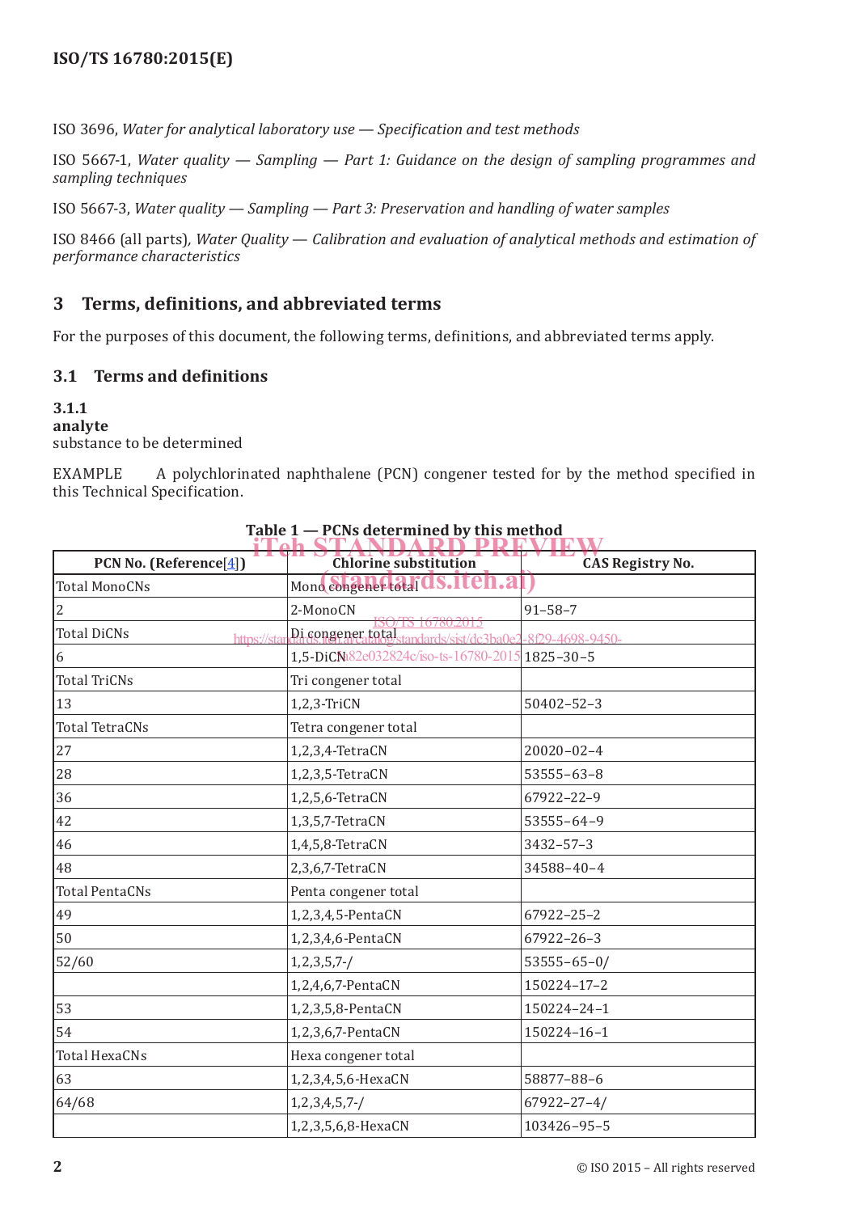ISO 3696, *Water for analytical laboratory use — Specification and test methods*

ISO 5667-1, *Water quality — Sampling — Part 1: Guidance on the design of sampling programmes and sampling techniques*

ISO 5667-3, *Water quality — Sampling — Part 3: Preservation and handling of water samples*

ISO 8466 (all parts), *Water Quality — Calibration and evaluation of analytical methods and estimation of performance characteristics*

## 3 Terms, definitions, and abbreviated terms

For the purposes of this document, the following terms, definitions, and abbreviated terms apply.

### 3.1 Terms and definitions

**3.1.1**
**analyte**
substance to be determined

EXAMPLE A polychlorinated naphthalene (PCN) congener tested for by the method specified in this Technical Specification.

**Table 1 — PCNs determined by this method**

| PCN No. (Reference[4]) | Chlorine substitution | CAS Registry No. |
|---|---|---|
| Total MonoCNs | Mono congener total | |
| 2 | 2-MonoCN | 91–58–7 |
| Total DiCNs | Di congener total | |
| 6 | 1,5-DiCN | 1825–30–5 |
| Total TriCNs | Tri congener total | |
| 13 | 1,2,3-TriCN | 50402–52–3 |
| Total TetraCNs | Tetra congener total | |
| 27 | 1,2,3,4-TetraCN | 20020–02–4 |
| 28 | 1,2,3,5-TetraCN | 53555–63–8 |
| 36 | 1,2,5,6-TetraCN | 67922–22–9 |
| 42 | 1,3,5,7-TetraCN | 53555–64–9 |
| 46 | 1,4,5,8-TetraCN | 3432–57–3 |
| 48 | 2,3,6,7-TetraCN | 34588–40–4 |
| Total PentaCNs | Penta congener total | |
| 49 | 1,2,3,4,5-PentaCN | 67922–25–2 |
| 50 | 1,2,3,4,6-PentaCN | 67922–26–3 |
| 52/60 | 1,2,3,5,7-/ | 53555–65–0/ |
| | 1,2,4,6,7-PentaCN | 150224–17–2 |
| 53 | 1,2,3,5,8-PentaCN | 150224–24–1 |
| 54 | 1,2,3,6,7-PentaCN | 150224–16–1 |
| Total HexaCNs | Hexa congener total | |
| 63 | 1,2,3,4,5,6-HexaCN | 58877–88–6 |
| 64/68 | 1,2,3,4,5,7-/ | 67922–27–4/ |
| | 1,2,3,5,6,8-HexaCN | 103426–95–5 |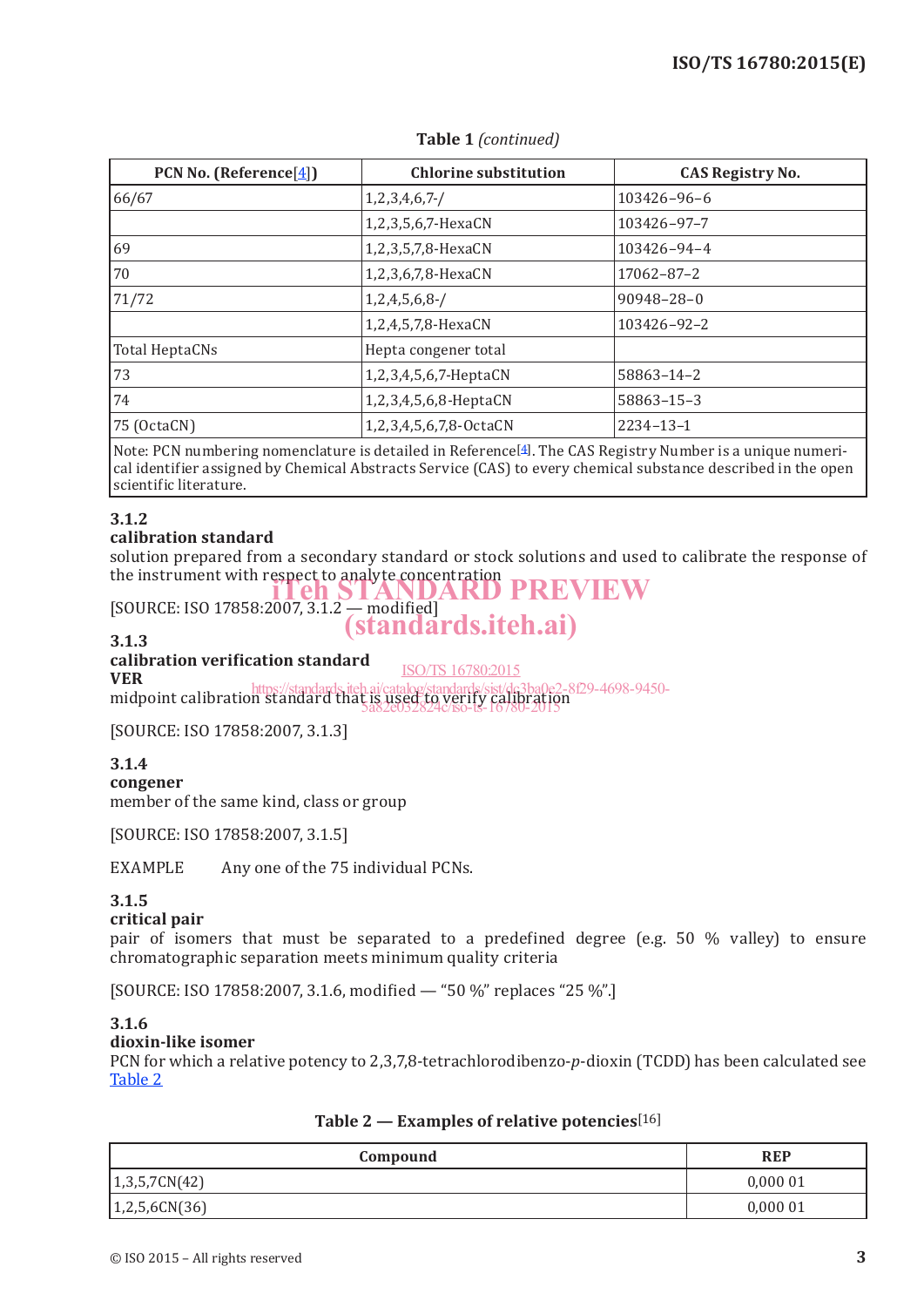**Table 1** *(continued)*

| PCN No. (Reference[4]) | Chlorine substitution | CAS Registry No. |
|---|---|---|
| 66/67 | 1,2,3,4,6,7-/ | 103426–96–6 |
| | 1,2,3,5,6,7-HexaCN | 103426–97–7 |
| 69 | 1,2,3,5,7,8-HexaCN | 103426–94–4 |
| 70 | 1,2,3,6,7,8-HexaCN | 17062–87–2 |
| 71/72 | 1,2,4,5,6,8-/ | 90948–28–0 |
| | 1,2,4,5,7,8-HexaCN | 103426–92–2 |
| Total HeptaCNs | Hepta congener total | |
| 73 | 1,2,3,4,5,6,7-HeptaCN | 58863–14–2 |
| 74 | 1,2,3,4,5,6,8-HeptaCN | 58863–15–3 |
| 75 (OctaCN) | 1,2,3,4,5,6,7,8-OctaCN | 2234–13–1 |
| Note: PCN numbering nomenclature is detailed in Reference[4]. The CAS Registry Number is a unique numerical identifier assigned by Chemical Abstracts Service (CAS) to every chemical substance described in the open scientific literature. | | |

**3.1.2**
**calibration standard**
solution prepared from a secondary standard or stock solutions and used to calibrate the response of the instrument with respect to analyte concentration

[SOURCE: ISO 17858:2007, 3.1.2 — modified]

**3.1.3**
**calibration verification standard**
**VER**
midpoint calibration standard that is used to verify calibration

[SOURCE: ISO 17858:2007, 3.1.3]

**3.1.4**
**congener**
member of the same kind, class or group

[SOURCE: ISO 17858:2007, 3.1.5]

EXAMPLE Any one of the 75 individual PCNs.

**3.1.5**
**critical pair**
pair of isomers that must be separated to a predefined degree (e.g. 50 % valley) to ensure chromatographic separation meets minimum quality criteria

[SOURCE: ISO 17858:2007, 3.1.6, modified — "50 %" replaces "25 %".]

**3.1.6**
**dioxin-like isomer**
PCN for which a relative potency to 2,3,7,8-tetrachlorodibenzo-*p*-dioxin (TCDD) has been calculated see Table 2

**Table 2 — Examples of relative potencies[16]**

| Compound | REP |
|---|---|
| 1,3,5,7CN(42) | 0,000 01 |
| 1,2,5,6CN(36) | 0,000 01 |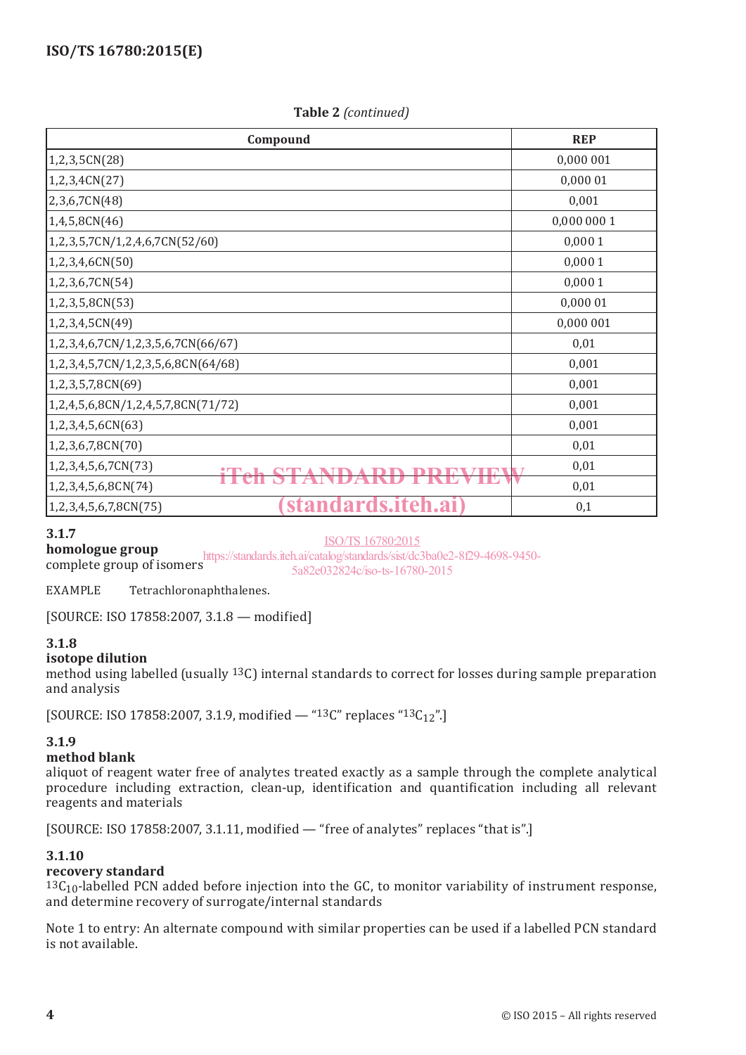**Table 2** *(continued)*

| Compound | REP |
|---|---|
| 1,2,3,5CN(28) | 0,000 001 |
| 1,2,3,4CN(27) | 0,000 01 |
| 2,3,6,7CN(48) | 0,001 |
| 1,4,5,8CN(46) | 0,000 000 1 |
| 1,2,3,5,7CN/1,2,4,6,7CN(52/60) | 0,000 1 |
| 1,2,3,4,6CN(50) | 0,000 1 |
| 1,2,3,6,7CN(54) | 0,000 1 |
| 1,2,3,5,8CN(53) | 0,000 01 |
| 1,2,3,4,5CN(49) | 0,000 001 |
| 1,2,3,4,6,7CN/1,2,3,5,6,7CN(66/67) | 0,01 |
| 1,2,3,4,5,7CN/1,2,3,5,6,8CN(64/68) | 0,001 |
| 1,2,3,5,7,8CN(69) | 0,001 |
| 1,2,4,5,6,8CN/1,2,4,5,7,8CN(71/72) | 0,001 |
| 1,2,3,4,5,6CN(63) | 0,001 |
| 1,2,3,6,7,8CN(70) | 0,01 |
| 1,2,3,4,5,6,7CN(73) | 0,01 |
| 1,2,3,4,5,6,8CN(74) | 0,01 |
| 1,2,3,4,5,6,7,8CN(75) | 0,1 |

**3.1.7**
**homologue group**
complete group of isomers

EXAMPLE Tetrachloronaphthalenes.

[SOURCE: ISO 17858:2007, 3.1.8 — modified]

**3.1.8**
**isotope dilution**
method using labelled (usually $^{13}C$) internal standards to correct for losses during sample preparation and analysis

[SOURCE: ISO 17858:2007, 3.1.9, modified — "$^{13}C$" replaces "$^{13}C_{12}$".]

**3.1.9**
**method blank**
aliquot of reagent water free of analytes treated exactly as a sample through the complete analytical procedure including extraction, clean-up, identification and quantification including all relevant reagents and materials

[SOURCE: ISO 17858:2007, 3.1.11, modified — "free of analytes" replaces "that is".]

**3.1.10**
**recovery standard**
$^{13}C_{10}$-labelled PCN added before injection into the GC, to monitor variability of instrument response, and determine recovery of surrogate/internal standards

Note 1 to entry: An alternate compound with similar properties can be used if a labelled PCN standard is not available.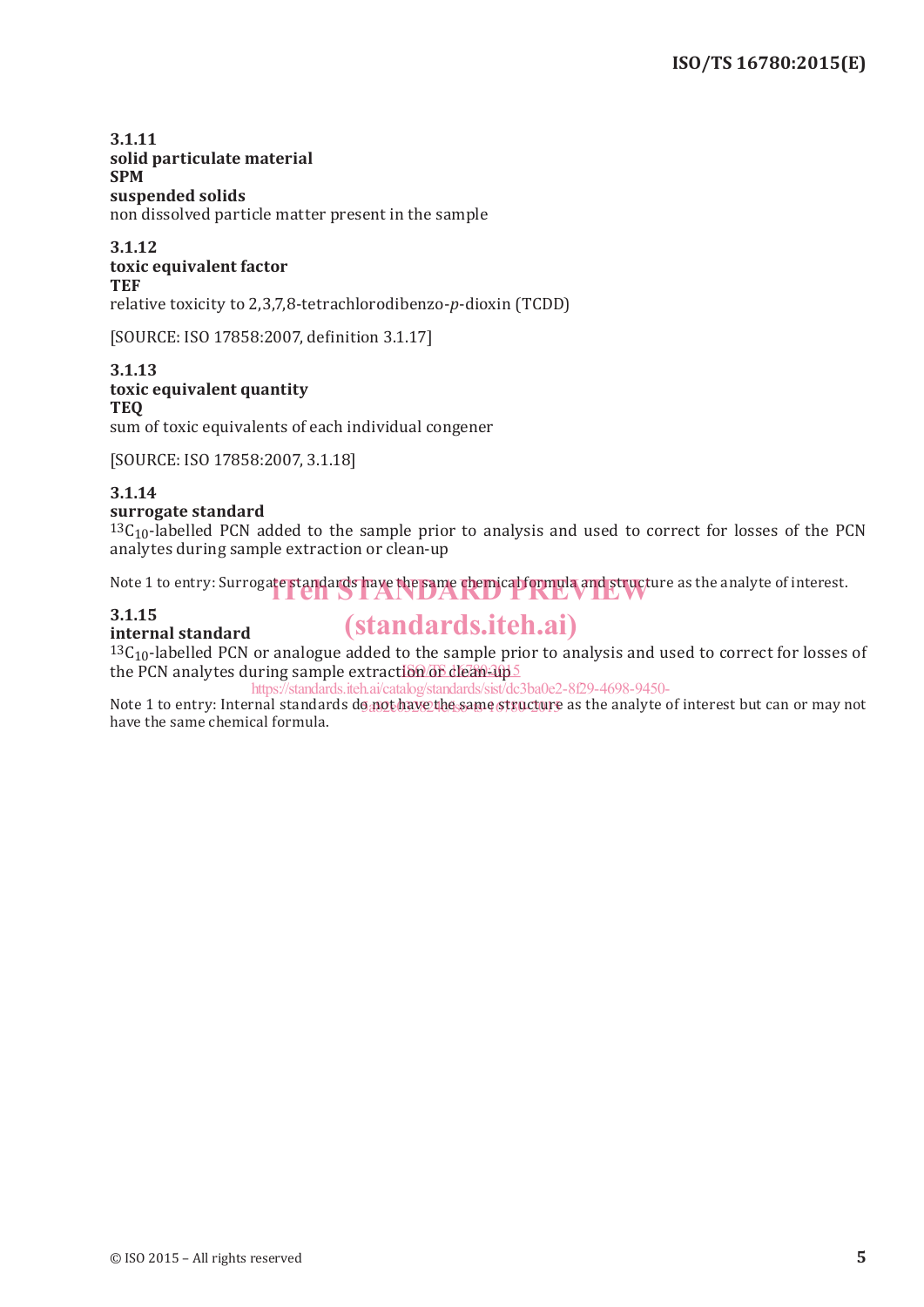**3.1.11**
**solid particulate material**
**SPM**
**suspended solids**
non dissolved particle matter present in the sample

**3.1.12**
**toxic equivalent factor**
**TEF**
relative toxicity to 2,3,7,8-tetrachlorodibenzo-*p*-dioxin (TCDD)

[SOURCE: ISO 17858:2007, definition 3.1.17]

**3.1.13**
**toxic equivalent quantity**
**TEQ**
sum of toxic equivalents of each individual congener

[SOURCE: ISO 17858:2007, 3.1.18]

**3.1.14**
**surrogate standard**
$^{13}C_{10}$-labelled PCN added to the sample prior to analysis and used to correct for losses of the PCN analytes during sample extraction or clean-up

Note 1 to entry: Surrogate standards have the same chemical formula and structure as the analyte of interest.

**3.1.15**
**internal standard**
$^{13}C_{10}$-labelled PCN or analogue added to the sample prior to analysis and used to correct for losses of the PCN analytes during sample extraction or clean-up

Note 1 to entry: Internal standards do not have the same structure as the analyte of interest but can or may not have the same chemical formula.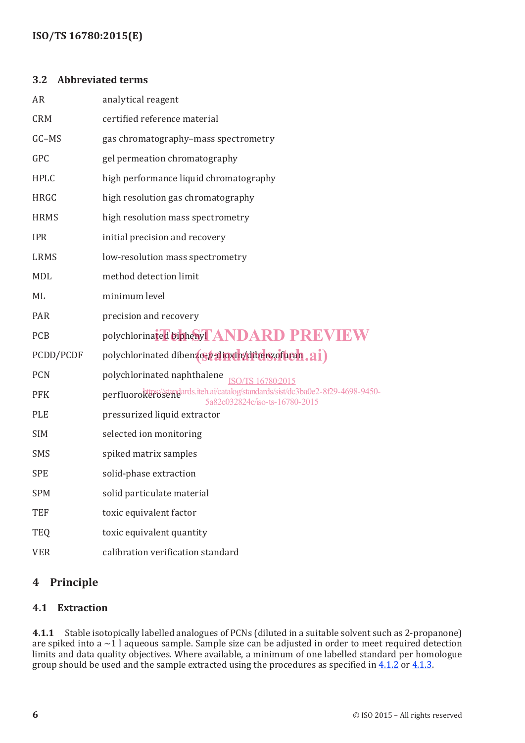### 3.2 Abbreviated terms

| | |
|---|---|
| AR | analytical reagent |
| CRM | certified reference material |
| GC–MS | gas chromatography–mass spectrometry |
| GPC | gel permeation chromatography |
| HPLC | high performance liquid chromatography |
| HRGC | high resolution gas chromatography |
| HRMS | high resolution mass spectrometry |
| IPR | initial precision and recovery |
| LRMS | low-resolution mass spectrometry |
| MDL | method detection limit |
| ML | minimum level |
| PAR | precision and recovery |
| PCB | polychlorinated biphenyl |
| PCDD/PCDF | polychlorinated dibenzo-*p*-dioxin/dibenzofuran |
| PCN | polychlorinated naphthalene |
| PFK | perfluorokerosene |
| PLE | pressurized liquid extractor |
| SIM | selected ion monitoring |
| SMS | spiked matrix samples |
| SPE | solid-phase extraction |
| SPM | solid particulate material |
| TEF | toxic equivalent factor |
| TEQ | toxic equivalent quantity |
| VER | calibration verification standard |

## 4 Principle

### 4.1 Extraction

**4.1.1** Stable isotopically labelled analogues of PCNs (diluted in a suitable solvent such as 2-propanone) are spiked into a ~1 l aqueous sample. Sample size can be adjusted in order to meet required detection limits and data quality objectives. Where available, a minimum of one labelled standard per homologue group should be used and the sample extracted using the procedures as specified in 4.1.2 or 4.1.3.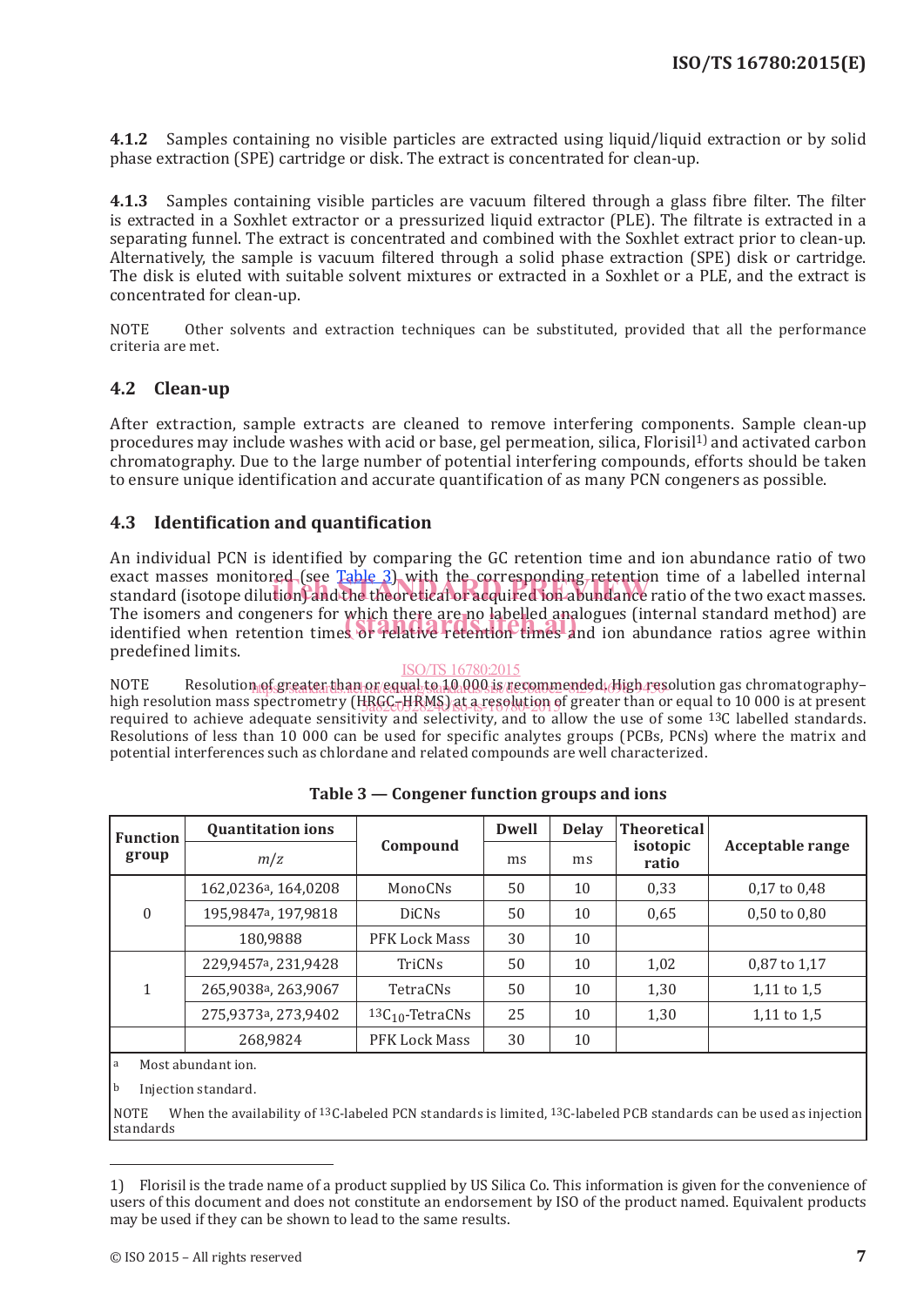**4.1.2** Samples containing no visible particles are extracted using liquid/liquid extraction or by solid phase extraction (SPE) cartridge or disk. The extract is concentrated for clean-up.

**4.1.3** Samples containing visible particles are vacuum filtered through a glass fibre filter. The filter is extracted in a Soxhlet extractor or a pressurized liquid extractor (PLE). The filtrate is extracted in a separating funnel. The extract is concentrated and combined with the Soxhlet extract prior to clean-up. Alternatively, the sample is vacuum filtered through a solid phase extraction (SPE) disk or cartridge. The disk is eluted with suitable solvent mixtures or extracted in a Soxhlet or a PLE, and the extract is concentrated for clean-up.

NOTE Other solvents and extraction techniques can be substituted, provided that all the performance criteria are met.

## 4.2 Clean-up

After extraction, sample extracts are cleaned to remove interfering components. Sample clean-up procedures may include washes with acid or base, gel permeation, silica, Florisil[1] and activated carbon chromatography. Due to the large number of potential interfering compounds, efforts should be taken to ensure unique identification and accurate quantification of as many PCN congeners as possible.

## 4.3 Identification and quantification

An individual PCN is identified by comparing the GC retention time and ion abundance ratio of two exact masses monitored (see Table 3) with the corresponding retention time of a labelled internal standard (isotope dilution) and the theoretical or acquired ion abundance ratio of the two exact masses. The isomers and congeners for which there are no labelled analogues (internal standard method) are identified when retention times or relative retention times and ion abundance ratios agree within predefined limits.

NOTE Resolution of greater than or equal to 10 000 is recommended. High resolution gas chromatography–high resolution mass spectrometry (HRGC–HRMS) at a resolution of greater than or equal to 10 000 is at present required to achieve adequate sensitivity and selectivity, and to allow the use of some $^{13}C$ labelled standards. Resolutions of less than 10 000 can be used for specific analytes groups (PCBs, PCNs) where the matrix and potential interferences such as chlordane and related compounds are well characterized.

**Table 3 — Congener function groups and ions**

| Function group | Quantitation ions | Compound | Dwell | Delay | Theoretical isotopic ratio | Acceptable range |
|---|---|---|---|---|---|---|
| | *m/z* | | ms | ms | | |
| 0 | 162,0236[a], 164,0208 | MonoCNs | 50 | 10 | 0,33 | 0,17 to 0,48 |
| | 195,9847[a], 197,9818 | DiCNs | 50 | 10 | 0,65 | 0,50 to 0,80 |
| | 180,9888 | PFK Lock Mass | 30 | 10 | | |
| 1 | 229,9457[a], 231,9428 | TriCNs | 50 | 10 | 1,02 | 0,87 to 1,17 |
| | 265,9038[a], 263,9067 | TetraCNs | 50 | 10 | 1,30 | 1,11 to 1,5 |
| | 275,9373[a], 273,9402 | $^{13}C_{10}$-TetraCNs | 25 | 10 | 1,30 | 1,11 to 1,5 |
| | 268,9824 | PFK Lock Mass | 30 | 10 | | |

a Most abundant ion.

b Injection standard.

NOTE When the availability of $^{13}C$-labeled PCN standards is limited, $^{13}C$-labeled PCB standards can be used as injection standards

---

1) Florisil is the trade name of a product supplied by US Silica Co. This information is given for the convenience of users of this document and does not constitute an endorsement by ISO of the product named. Equivalent products may be used if they can be shown to lead to the same results.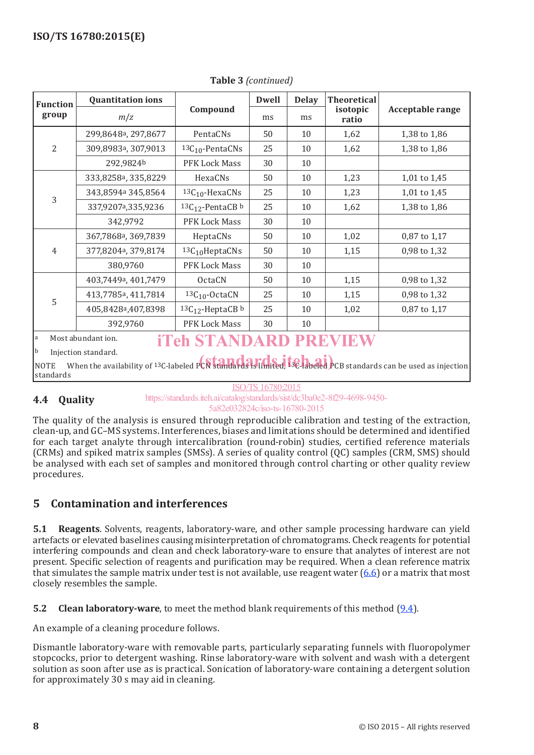**Table 3** *(continued)*

| Function group | Quantitation ions | Compound | Dwell | Delay | Theoretical isotopic ratio | Acceptable range |
|---|---|---|---|---|---|---|
| | *m/z* | | ms | ms | | |
| 2 | 299,8648[a], 297,8677 | PentaCNs | 50 | 10 | 1,62 | 1,38 to 1,86 |
| | 309,8983[a], 307,9013 | $^{13}C_{10}$-PentaCNs | 25 | 10 | 1,62 | 1,38 to 1,86 |
| | 292,9824[b] | PFK Lock Mass | 30 | 10 | | |
| 3 | 333,8258[a], 335,8229 | HexaCNs | 50 | 10 | 1,23 | 1,01 to 1,45 |
| | 343,8594[a] 345,8564 | $^{13}C_{10}$-HexaCNs | 25 | 10 | 1,23 | 1,01 to 1,45 |
| | 337,9207[a],335,9236 | $^{13}C_{12}$-PentaCB [b] | 25 | 10 | 1,62 | 1,38 to 1,86 |
| | 342,9792 | PFK Lock Mass | 30 | 10 | | |
| 4 | 367,7868[a], 369,7839 | HeptaCNs | 50 | 10 | 1,02 | 0,87 to 1,17 |
| | 377,8204[a], 379,8174 | $^{13}C_{10}$HeptaCNs | 50 | 10 | 1,15 | 0,98 to 1,32 |
| | 380,9760 | PFK Lock Mass | 30 | 10 | | |
| 5 | 403,7449[a], 401,7479 | OctaCN | 50 | 10 | 1,15 | 0,98 to 1,32 |
| | 413,7785[a], 411,7814 | $^{13}C_{10}$-OctaCN | 25 | 10 | 1,15 | 0,98 to 1,32 |
| | 405,8428[a],407,8398 | $^{13}C_{12}$-HeptaCB [b] | 25 | 10 | 1,02 | 0,87 to 1,17 |
| | 392,9760 | PFK Lock Mass | 30 | 10 | | |

[a] Most abundant ion.

[b] Injection standard.

NOTE When the availability of $^{13}C$-labeled PCN standards is limited, $^{13}C$-labeled PCB standards can be used as injection standards

### 4.4 Quality

The quality of the analysis is ensured through reproducible calibration and testing of the extraction, clean-up, and GC–MS systems. Interferences, biases and limitations should be determined and identified for each target analyte through intercalibration (round-robin) studies, certified reference materials (CRMs) and spiked matrix samples (SMSs). A series of quality control (QC) samples (CRM, SMS) should be analysed with each set of samples and monitored through control charting or other quality review procedures.

## 5 Contamination and interferences

**5.1 Reagents**. Solvents, reagents, laboratory-ware, and other sample processing hardware can yield artefacts or elevated baselines causing misinterpretation of chromatograms. Check reagents for potential interfering compounds and clean and check laboratory-ware to ensure that analytes of interest are not present. Specific selection of reagents and purification may be required. When a clean reference matrix that simulates the sample matrix under test is not available, use reagent water (6.6) or a matrix that most closely resembles the sample.

**5.2 Clean laboratory-ware**, to meet the method blank requirements of this method (9.4).

An example of a cleaning procedure follows.

Dismantle laboratory-ware with removable parts, particularly separating funnels with fluoropolymer stopcocks, prior to detergent washing. Rinse laboratory-ware with solvent and wash with a detergent solution as soon after use as is practical. Sonication of laboratory-ware containing a detergent solution for approximately 30 s may aid in cleaning.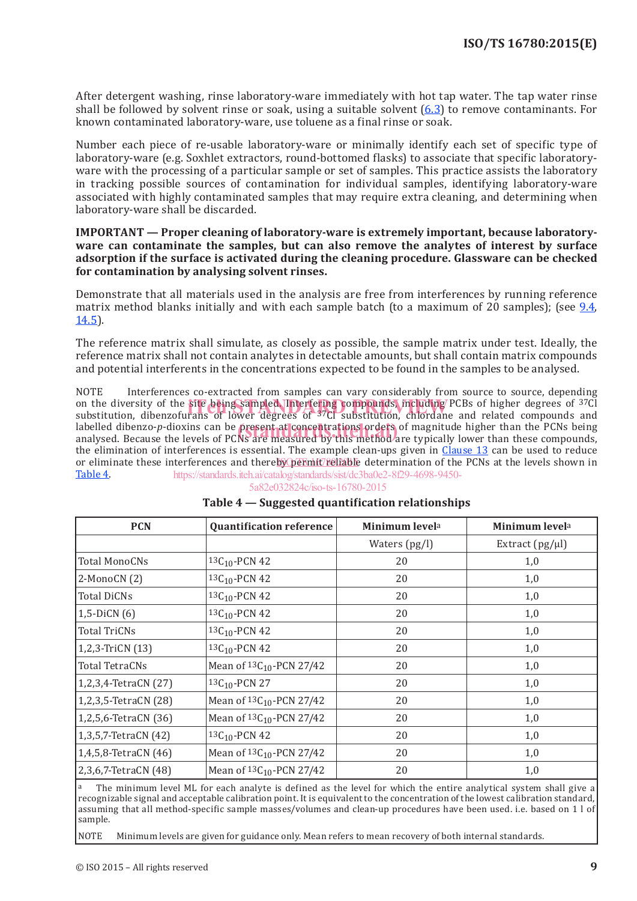After detergent washing, rinse laboratory-ware immediately with hot tap water. The tap water rinse shall be followed by solvent rinse or soak, using a suitable solvent (6.3) to remove contaminants. For known contaminated laboratory-ware, use toluene as a final rinse or soak.

Number each piece of re-usable laboratory-ware or minimally identify each set of specific type of laboratory-ware (e.g. Soxhlet extractors, round-bottomed flasks) to associate that specific laboratory-ware with the processing of a particular sample or set of samples. This practice assists the laboratory in tracking possible sources of contamination for individual samples, identifying laboratory-ware associated with highly contaminated samples that may require extra cleaning, and determining when laboratory-ware shall be discarded.

**IMPORTANT — Proper cleaning of laboratory-ware is extremely important, because laboratory-ware can contaminate the samples, but can also remove the analytes of interest by surface adsorption if the surface is activated during the cleaning procedure. Glassware can be checked for contamination by analysing solvent rinses.**

Demonstrate that all materials used in the analysis are free from interferences by running reference matrix method blanks initially and with each sample batch (to a maximum of 20 samples); (see 9.4, 14.5).

The reference matrix shall simulate, as closely as possible, the sample matrix under test. Ideally, the reference matrix shall not contain analytes in detectable amounts, but shall contain matrix compounds and potential interferents in the concentrations expected to be found in the samples to be analysed.

NOTE Interferences co-extracted from samples can vary considerably from source to source, depending on the diversity of the site being sampled. Interfering compounds, including PCBs of higher degrees of $^{37}$Cl substitution, dibenzofurans of lower degrees of $^{37}$Cl substitution, chlordane and related compounds and labelled dibenzo-*p*-dioxins can be present at concentrations orders of magnitude higher than the PCNs being analysed. Because the levels of PCNs are measured by this method are typically lower than these compounds, the elimination of interferences is essential. The example clean-ups given in Clause 13 can be used to reduce or eliminate these interferences and thereby permit reliable determination of the PCNs at the levels shown in Table 4.

**Table 4 — Suggested quantification relationships**

| PCN | Quantification reference | Minimum level[a] | Minimum level[a] |
|---|---|---|---|
| | | Waters (pg/l) | Extract (pg/µl) |
| Total MonoCNs | $^{13}C_{10}$-PCN 42 | 20 | 1,0 |
| 2-MonoCN (2) | $^{13}C_{10}$-PCN 42 | 20 | 1,0 |
| Total DiCNs | $^{13}C_{10}$-PCN 42 | 20 | 1,0 |
| 1,5-DiCN (6) | $^{13}C_{10}$-PCN 42 | 20 | 1,0 |
| Total TriCNs | $^{13}C_{10}$-PCN 42 | 20 | 1,0 |
| 1,2,3-TriCN (13) | $^{13}C_{10}$-PCN 42 | 20 | 1,0 |
| Total TetraCNs | Mean of $^{13}C_{10}$-PCN 27/42 | 20 | 1,0 |
| 1,2,3,4-TetraCN (27) | $^{13}C_{10}$-PCN 27 | 20 | 1,0 |
| 1,2,3,5-TetraCN (28) | Mean of $^{13}C_{10}$-PCN 27/42 | 20 | 1,0 |
| 1,2,5,6-TetraCN (36) | Mean of $^{13}C_{10}$-PCN 27/42 | 20 | 1,0 |
| 1,3,5,7-TetraCN (42) | $^{13}C_{10}$-PCN 42 | 20 | 1,0 |
| 1,4,5,8-TetraCN (46) | Mean of $^{13}C_{10}$-PCN 27/42 | 20 | 1,0 |
| 2,3,6,7-TetraCN (48) | Mean of $^{13}C_{10}$-PCN 27/42 | 20 | 1,0 |

[a] The minimum level ML for each analyte is defined as the level for which the entire analytical system shall give a recognizable signal and acceptable calibration point. It is equivalent to the concentration of the lowest calibration standard, assuming that all method-specific sample masses/volumes and clean-up procedures have been used. i.e. based on 1 l of sample.

NOTE Minimum levels are given for guidance only. Mean refers to mean recovery of both internal standards.